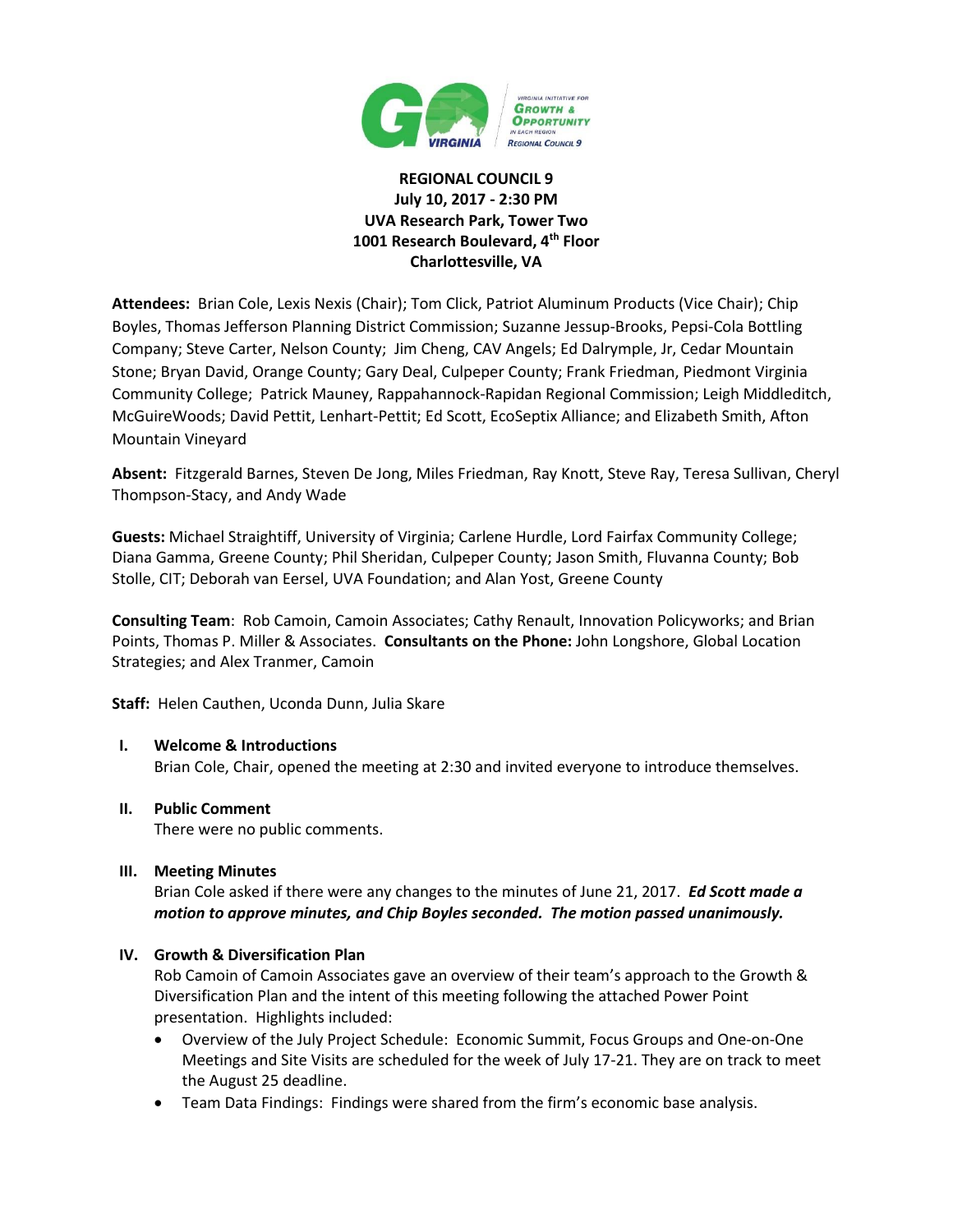**REGIONAL COUNCIL 9**
**July 10, 2017 - 2:30 PM**
**UVA Research Park, Tower Two**
**1001 Research Boulevard, 4th Floor**
**Charlottesville, VA**

**Attendees:** Brian Cole, Lexis Nexis (Chair); Tom Click, Patriot Aluminum Products (Vice Chair); Chip Boyles, Thomas Jefferson Planning District Commission; Suzanne Jessup-Brooks, Pepsi-Cola Bottling Company; Steve Carter, Nelson County; Jim Cheng, CAV Angels; Ed Dalrymple, Jr, Cedar Mountain Stone; Bryan David, Orange County; Gary Deal, Culpeper County; Frank Friedman, Piedmont Virginia Community College; Patrick Mauney, Rappahannock-Rapidan Regional Commission; Leigh Middleditch, McGuireWoods; David Pettit, Lenhart-Pettit; Ed Scott, EcoSeptix Alliance; and Elizabeth Smith, Afton Mountain Vineyard

**Absent:** Fitzgerald Barnes, Steven De Jong, Miles Friedman, Ray Knott, Steve Ray, Teresa Sullivan, Cheryl Thompson-Stacy, and Andy Wade

**Guests:** Michael Straightiff, University of Virginia; Carlene Hurdle, Lord Fairfax Community College; Diana Gamma, Greene County; Phil Sheridan, Culpeper County; Jason Smith, Fluvanna County; Bob Stolle, CIT; Deborah van Eersel, UVA Foundation; and Alan Yost, Greene County

**Consulting Team**: Rob Camoin, Camoin Associates; Cathy Renault, Innovation Policyworks; and Brian Points, Thomas P. Miller & Associates. **Consultants on the Phone:** John Longshore, Global Location Strategies; and Alex Tranmer, Camoin

**Staff:** Helen Cauthen, Uconda Dunn, Julia Skare

**I. Welcome & Introductions**

Brian Cole, Chair, opened the meeting at 2:30 and invited everyone to introduce themselves.

**II. Public Comment**

There were no public comments.

**III. Meeting Minutes**

Brian Cole asked if there were any changes to the minutes of June 21, 2017. ***Ed Scott made a motion to approve minutes, and Chip Boyles seconded. The motion passed unanimously.***

**IV. Growth & Diversification Plan**

Rob Camoin of Camoin Associates gave an overview of their team's approach to the Growth & Diversification Plan and the intent of this meeting following the attached Power Point presentation. Highlights included:

- Overview of the July Project Schedule: Economic Summit, Focus Groups and One-on-One Meetings and Site Visits are scheduled for the week of July 17-21. They are on track to meet the August 25 deadline.
- Team Data Findings: Findings were shared from the firm's economic base analysis.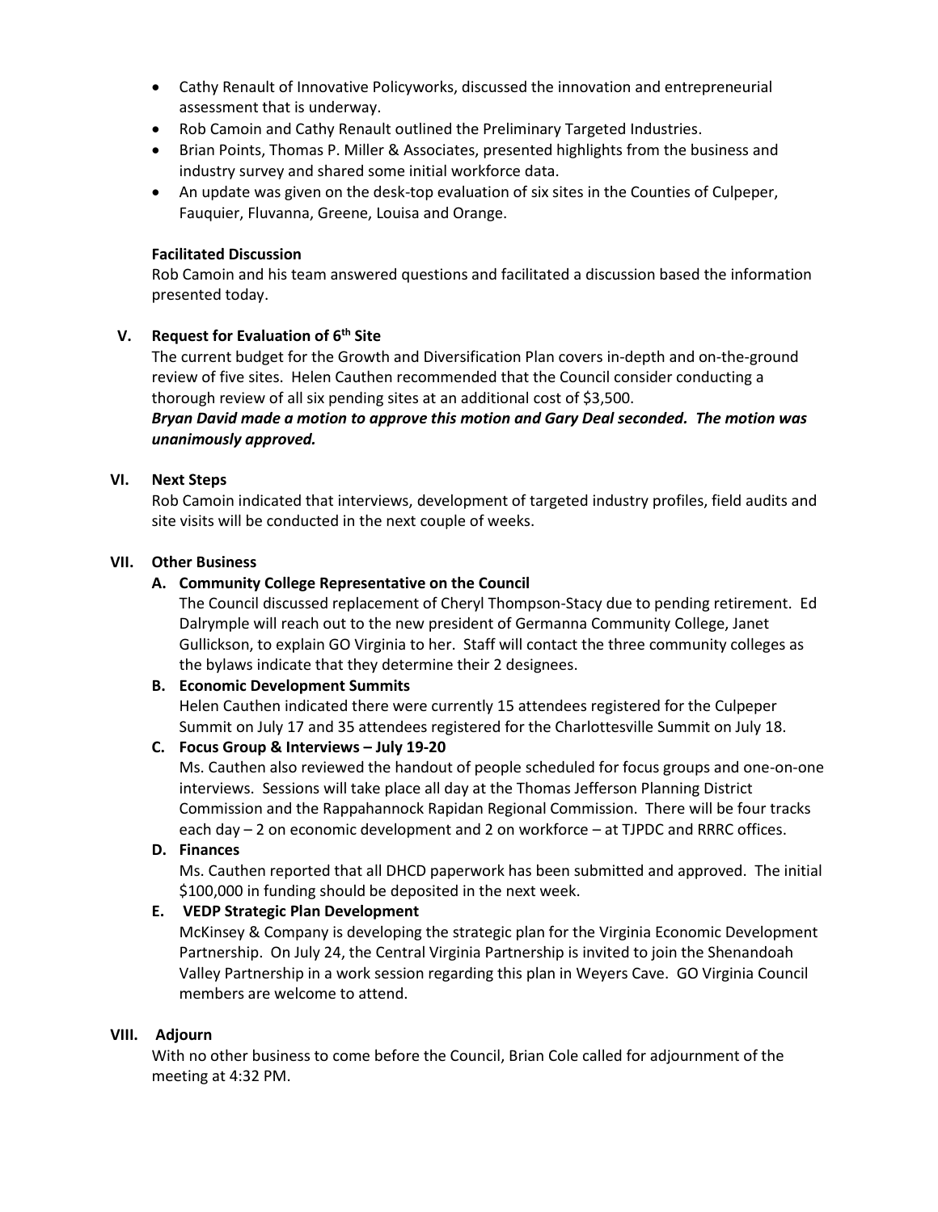- Cathy Renault of Innovative Policyworks, discussed the innovation and entrepreneurial assessment that is underway.
- Rob Camoin and Cathy Renault outlined the Preliminary Targeted Industries.
- Brian Points, Thomas P. Miller & Associates, presented highlights from the business and industry survey and shared some initial workforce data.
- An update was given on the desk-top evaluation of six sites in the Counties of Culpeper, Fauquier, Fluvanna, Greene, Louisa and Orange.

**Facilitated Discussion**

Rob Camoin and his team answered questions and facilitated a discussion based the information presented today.

## V. Request for Evaluation of 6th Site

The current budget for the Growth and Diversification Plan covers in-depth and on-the-ground review of five sites. Helen Cauthen recommended that the Council consider conducting a thorough review of all six pending sites at an additional cost of $3,500.

***Bryan David made a motion to approve this motion and Gary Deal seconded. The motion was unanimously approved.***

## VI. Next Steps

Rob Camoin indicated that interviews, development of targeted industry profiles, field audits and site visits will be conducted in the next couple of weeks.

## VII. Other Business

### A. Community College Representative on the Council

The Council discussed replacement of Cheryl Thompson-Stacy due to pending retirement. Ed Dalrymple will reach out to the new president of Germanna Community College, Janet Gullickson, to explain GO Virginia to her. Staff will contact the three community colleges as the bylaws indicate that they determine their 2 designees.

### B. Economic Development Summits

Helen Cauthen indicated there were currently 15 attendees registered for the Culpeper Summit on July 17 and 35 attendees registered for the Charlottesville Summit on July 18.

### C. Focus Group & Interviews – July 19-20

Ms. Cauthen also reviewed the handout of people scheduled for focus groups and one-on-one interviews. Sessions will take place all day at the Thomas Jefferson Planning District Commission and the Rappahannock Rapidan Regional Commission. There will be four tracks each day – 2 on economic development and 2 on workforce – at TJPDC and RRRC offices.

### D. Finances

Ms. Cauthen reported that all DHCD paperwork has been submitted and approved. The initial $100,000 in funding should be deposited in the next week.

### E. VEDP Strategic Plan Development

McKinsey & Company is developing the strategic plan for the Virginia Economic Development Partnership. On July 24, the Central Virginia Partnership is invited to join the Shenandoah Valley Partnership in a work session regarding this plan in Weyers Cave. GO Virginia Council members are welcome to attend.

## VIII. Adjourn

With no other business to come before the Council, Brian Cole called for adjournment of the meeting at 4:32 PM.